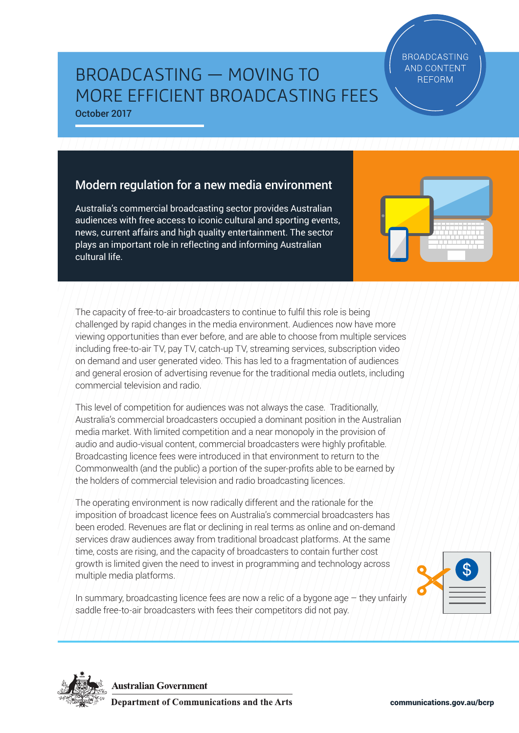BROADCASTING AND CONTENT REFORM

# BROADCASTING — MOVING TO MORE EFFICIENT BROADCASTING FEES

October 2017

## Modern regulation for a new media environment

Australia's commercial broadcasting sector provides Australian audiences with free access to iconic cultural and sporting events, news, current affairs and high quality entertainment. The sector plays an important role in reflecting and informing Australian cultural life.

The capacity of free-to-air broadcasters to continue to fulfil this role is being challenged by rapid changes in the media environment. Audiences now have more viewing opportunities than ever before, and are able to choose from multiple services including free-to-air TV, pay TV, catch-up TV, streaming services, subscription video on demand and user generated video. This has led to a fragmentation of audiences and general erosion of advertising revenue for the traditional media outlets, including commercial television and radio.

This level of competition for audiences was not always the case. Traditionally, Australia's commercial broadcasters occupied a dominant position in the Australian media market. With limited competition and a near monopoly in the provision of audio and audio-visual content, commercial broadcasters were highly profitable. Broadcasting licence fees were introduced in that environment to return to the Commonwealth (and the public) a portion of the super-profits able to be earned by the holders of commercial television and radio broadcasting licences.

The operating environment is now radically different and the rationale for the imposition of broadcast licence fees on Australia's commercial broadcasters has been eroded. Revenues are flat or declining in real terms as online and on-demand services draw audiences away from traditional broadcast platforms. At the same time, costs are rising, and the capacity of broadcasters to contain further cost growth is limited given the need to invest in programming and technology across multiple media platforms.

In summary, broadcasting licence fees are now a relic of a bygone age – they unfairly saddle free-to-air broadcasters with fees their competitors did not pay.

Australian Government
Department of Communications and the Arts

communications.gov.au/bcrp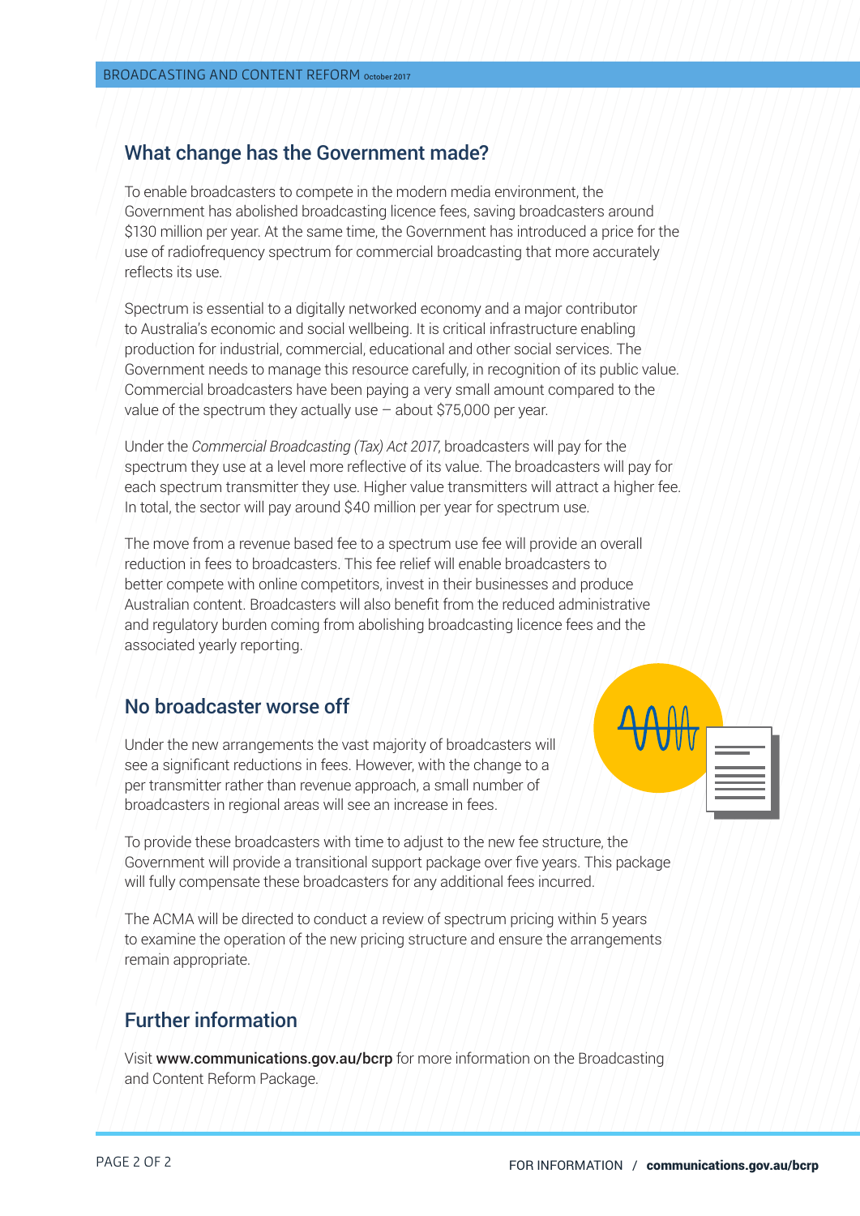## What change has the Government made?

To enable broadcasters to compete in the modern media environment, the Government has abolished broadcasting licence fees, saving broadcasters around $130 million per year. At the same time, the Government has introduced a price for the use of radiofrequency spectrum for commercial broadcasting that more accurately reflects its use.

Spectrum is essential to a digitally networked economy and a major contributor to Australia's economic and social wellbeing. It is critical infrastructure enabling production for industrial, commercial, educational and other social services. The Government needs to manage this resource carefully, in recognition of its public value. Commercial broadcasters have been paying a very small amount compared to the value of the spectrum they actually use – about $75,000 per year.

Under the *Commercial Broadcasting (Tax) Act 2017*, broadcasters will pay for the spectrum they use at a level more reflective of its value. The broadcasters will pay for each spectrum transmitter they use. Higher value transmitters will attract a higher fee. In total, the sector will pay around $40 million per year for spectrum use.

The move from a revenue based fee to a spectrum use fee will provide an overall reduction in fees to broadcasters. This fee relief will enable broadcasters to better compete with online competitors, invest in their businesses and produce Australian content. Broadcasters will also benefit from the reduced administrative and regulatory burden coming from abolishing broadcasting licence fees and the associated yearly reporting.

## No broadcaster worse off

Under the new arrangements the vast majority of broadcasters will see a significant reductions in fees. However, with the change to a per transmitter rather than revenue approach, a small number of broadcasters in regional areas will see an increase in fees.

To provide these broadcasters with time to adjust to the new fee structure, the Government will provide a transitional support package over five years. This package will fully compensate these broadcasters for any additional fees incurred.

The ACMA will be directed to conduct a review of spectrum pricing within 5 years to examine the operation of the new pricing structure and ensure the arrangements remain appropriate.

## Further information

Visit **www.communications.gov.au/bcrp** for more information on the Broadcasting and Content Reform Package.